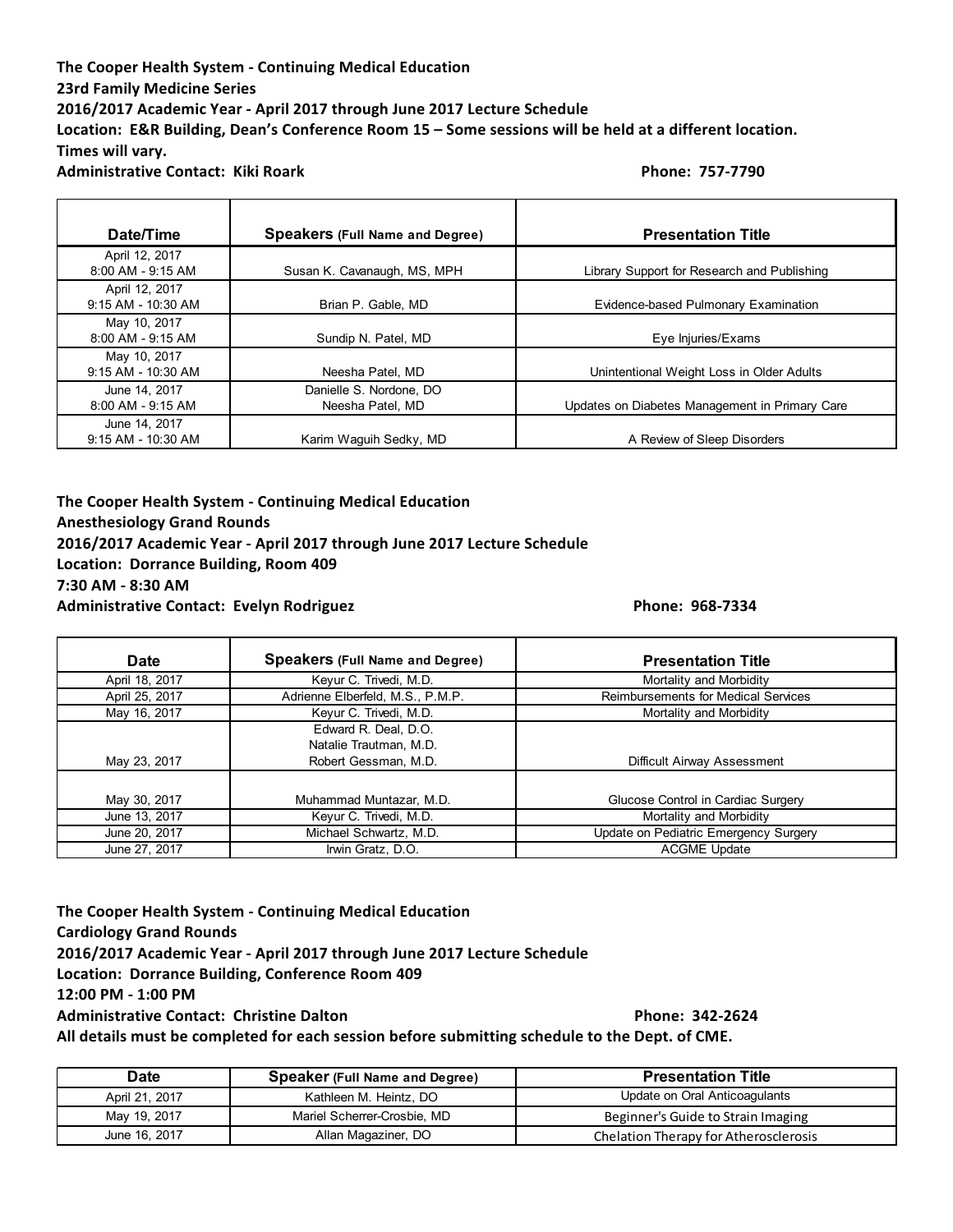**The Cooper Health System - Continuing Medical Education**
**23rd Family Medicine Series**
**2016/2017 Academic Year - April 2017 through June 2017 Lecture Schedule**
**Location: E&R Building, Dean's Conference Room 15 – Some sessions will be held at a different location.**
**Times will vary.**
**Administrative Contact: Kiki Roark** **Phone: 757-7790**

| Date/Time | Speakers (Full Name and Degree) | Presentation Title |
|---|---|---|
| April 12, 2017 8:00 AM - 9:15 AM | Susan K. Cavanaugh, MS, MPH | Library Support for Research and Publishing |
| April 12, 2017 9:15 AM - 10:30 AM | Brian P. Gable, MD | Evidence-based Pulmonary Examination |
| May 10, 2017 8:00 AM - 9:15 AM | Sundip N. Patel, MD | Eye Injuries/Exams |
| May 10, 2017 9:15 AM - 10:30 AM | Neesha Patel, MD | Unintentional Weight Loss in Older Adults |
| June 14, 2017 8:00 AM - 9:15 AM | Danielle S. Nordone, DO<br>Neesha Patel, MD | Updates on Diabetes Management in Primary Care |
| June 14, 2017 9:15 AM - 10:30 AM | Karim Waguih Sedky, MD | A Review of Sleep Disorders |

**The Cooper Health System - Continuing Medical Education**
**Anesthesiology Grand Rounds**
**2016/2017 Academic Year - April 2017 through June 2017 Lecture Schedule**
**Location: Dorrance Building, Room 409**
**7:30 AM - 8:30 AM**
**Administrative Contact: Evelyn Rodriguez** **Phone: 968-7334**

| Date | Speakers (Full Name and Degree) | Presentation Title |
|---|---|---|
| April 18, 2017 | Keyur C. Trivedi, M.D. | Mortality and Morbidity |
| April 25, 2017 | Adrienne Elberfeld, M.S., P.M.P. | Reimbursements for Medical Services |
| May 16, 2017 | Keyur C. Trivedi, M.D. | Mortality and Morbidity |
| May 23, 2017 | Edward R. Deal, D.O.<br>Natalie Trautman, M.D.<br>Robert Gessman, M.D. | Difficult Airway Assessment |
| May 30, 2017 | Muhammad Muntazar, M.D. | Glucose Control in Cardiac Surgery |
| June 13, 2017 | Keyur C. Trivedi, M.D. | Mortality and Morbidity |
| June 20, 2017 | Michael Schwartz, M.D. | Update on Pediatric Emergency Surgery |
| June 27, 2017 | Irwin Gratz, D.O. | ACGME Update |

**The Cooper Health System - Continuing Medical Education**
**Cardiology Grand Rounds**
**2016/2017 Academic Year - April 2017 through June 2017 Lecture Schedule**
**Location: Dorrance Building, Conference Room 409**
**12:00 PM - 1:00 PM**
**Administrative Contact: Christine Dalton** **Phone: 342-2624**
**All details must be completed for each session before submitting schedule to the Dept. of CME.**

| Date | Speaker (Full Name and Degree) | Presentation Title |
|---|---|---|
| April 21, 2017 | Kathleen M. Heintz, DO | Update on Oral Anticoagulants |
| May 19, 2017 | Mariel Scherrer-Crosbie, MD | Beginner's Guide to Strain Imaging |
| June 16, 2017 | Allan Magaziner, DO | Chelation Therapy for Atherosclerosis |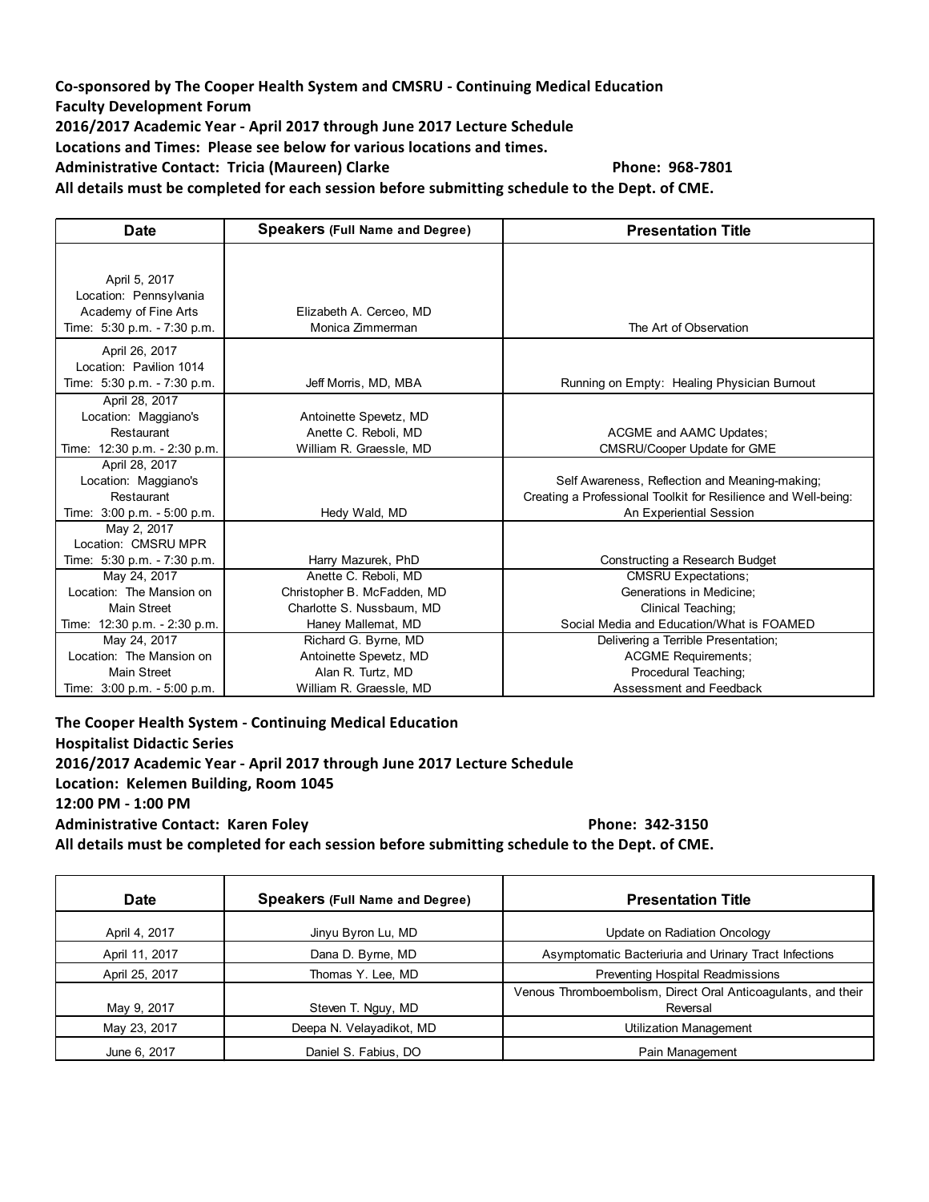**Co-sponsored by The Cooper Health System and CMSRU - Continuing Medical Education**
**Faculty Development Forum**
**2016/2017 Academic Year - April 2017 through June 2017 Lecture Schedule**
**Locations and Times: Please see below for various locations and times.**
**Administrative Contact: Tricia (Maureen) Clarke** **Phone: 968-7801**
**All details must be completed for each session before submitting schedule to the Dept. of CME.**

| Date | Speakers (Full Name and Degree) | Presentation Title |
|---|---|---|
| April 5, 2017<br>Location: Pennsylvania Academy of Fine Arts<br>Time: 5:30 p.m. - 7:30 p.m. | Elizabeth A. Cerceo, MD<br>Monica Zimmerman | The Art of Observation |
| April 26, 2017<br>Location: Pavilion 1014<br>Time: 5:30 p.m. - 7:30 p.m. | Jeff Morris, MD, MBA | Running on Empty: Healing Physician Burnout |
| April 28, 2017<br>Location: Maggiano's Restaurant<br>Time: 12:30 p.m. - 2:30 p.m. | Antoinette Spevetz, MD<br>Anette C. Reboli, MD<br>William R. Graessle, MD | ACGME and AAMC Updates;<br>CMSRU/Cooper Update for GME |
| April 28, 2017<br>Location: Maggiano's Restaurant<br>Time: 3:00 p.m. - 5:00 p.m. | Hedy Wald, MD | Self Awareness, Reflection and Meaning-making;<br>Creating a Professional Toolkit for Resilience and Well-being:<br>An Experiential Session |
| May 2, 2017<br>Location: CMSRU MPR<br>Time: 5:30 p.m. - 7:30 p.m. | Harry Mazurek, PhD | Constructing a Research Budget |
| May 24, 2017<br>Location: The Mansion on Main Street<br>Time: 12:30 p.m. - 2:30 p.m. | Anette C. Reboli, MD<br>Christopher B. McFadden, MD<br>Charlotte S. Nussbaum, MD<br>Haney Mallemat, MD | CMSRU Expectations;<br>Generations in Medicine;<br>Clinical Teaching;<br>Social Media and Education/What is FOAMED |
| May 24, 2017<br>Location: The Mansion on Main Street<br>Time: 3:00 p.m. - 5:00 p.m. | Richard G. Byrne, MD<br>Antoinette Spevetz, MD<br>Alan R. Turtz, MD<br>William R. Graessle, MD | Delivering a Terrible Presentation;<br>ACGME Requirements;<br>Procedural Teaching;<br>Assessment and Feedback |

**The Cooper Health System - Continuing Medical Education**
**Hospitalist Didactic Series**
**2016/2017 Academic Year - April 2017 through June 2017 Lecture Schedule**
**Location: Kelemen Building, Room 1045**
**12:00 PM - 1:00 PM**
**Administrative Contact: Karen Foley** **Phone: 342-3150**
**All details must be completed for each session before submitting schedule to the Dept. of CME.**

| Date | Speakers (Full Name and Degree) | Presentation Title |
|---|---|---|
| April 4, 2017 | Jinyu Byron Lu, MD | Update on Radiation Oncology |
| April 11, 2017 | Dana D. Byrne, MD | Asymptomatic Bacteriuria and Urinary Tract Infections |
| April 25, 2017 | Thomas Y. Lee, MD | Preventing Hospital Readmissions |
| May 9, 2017 | Steven T. Nguy, MD | Venous Thromboembolism, Direct Oral Anticoagulants, and their Reversal |
| May 23, 2017 | Deepa N. Velayadikot, MD | Utilization Management |
| June 6, 2017 | Daniel S. Fabius, DO | Pain Management |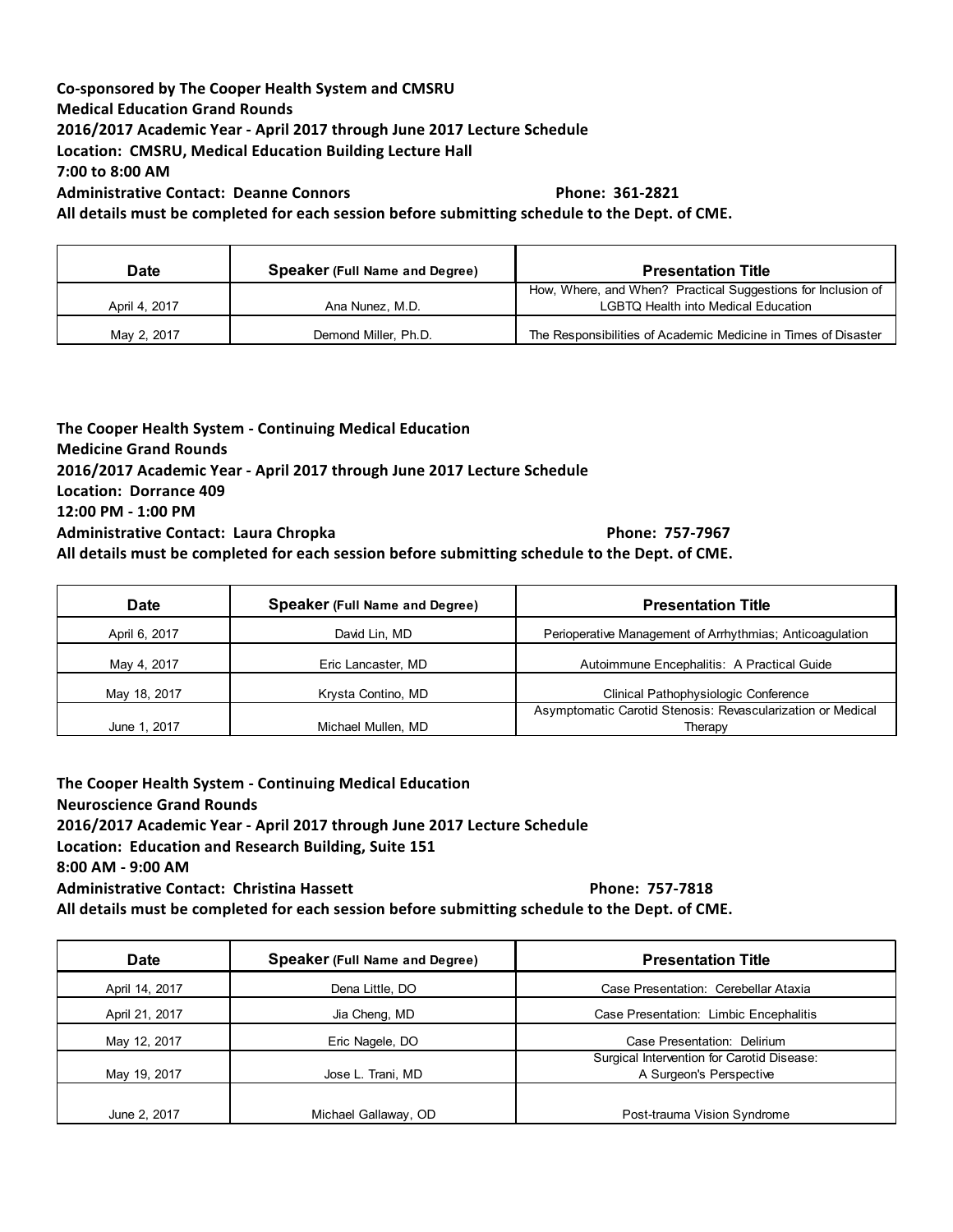**Co-sponsored by The Cooper Health System and CMSRU**
**Medical Education Grand Rounds**
**2016/2017 Academic Year - April 2017 through June 2017 Lecture Schedule**
**Location: CMSRU, Medical Education Building Lecture Hall**
**7:00 to 8:00 AM**
**Administrative Contact: Deanne Connors** **Phone: 361-2821**
**All details must be completed for each session before submitting schedule to the Dept. of CME.**

| Date | Speaker (Full Name and Degree) | Presentation Title |
|---|---|---|
| April 4, 2017 | Ana Nunez, M.D. | How, Where, and When? Practical Suggestions for Inclusion of LGBTQ Health into Medical Education |
| May 2, 2017 | Demond Miller, Ph.D. | The Responsibilities of Academic Medicine in Times of Disaster |

**The Cooper Health System - Continuing Medical Education**
**Medicine Grand Rounds**
**2016/2017 Academic Year - April 2017 through June 2017 Lecture Schedule**
**Location: Dorrance 409**
**12:00 PM - 1:00 PM**
**Administrative Contact: Laura Chropka** **Phone: 757-7967**
**All details must be completed for each session before submitting schedule to the Dept. of CME.**

| Date | Speaker (Full Name and Degree) | Presentation Title |
|---|---|---|
| April 6, 2017 | David Lin, MD | Perioperative Management of Arrhythmias; Anticoagulation |
| May 4, 2017 | Eric Lancaster, MD | Autoimmune Encephalitis: A Practical Guide |
| May 18, 2017 | Krysta Contino, MD | Clinical Pathophysiologic Conference |
| June 1, 2017 | Michael Mullen, MD | Asymptomatic Carotid Stenosis: Revascularization or Medical Therapy |

**The Cooper Health System - Continuing Medical Education**
**Neuroscience Grand Rounds**
**2016/2017 Academic Year - April 2017 through June 2017 Lecture Schedule**
**Location: Education and Research Building, Suite 151**
**8:00 AM - 9:00 AM**
**Administrative Contact: Christina Hassett** **Phone: 757-7818**
**All details must be completed for each session before submitting schedule to the Dept. of CME.**

| Date | Speaker (Full Name and Degree) | Presentation Title |
|---|---|---|
| April 14, 2017 | Dena Little, DO | Case Presentation: Cerebellar Ataxia |
| April 21, 2017 | Jia Cheng, MD | Case Presentation: Limbic Encephalitis |
| May 12, 2017 | Eric Nagele, DO | Case Presentation: Delirium |
| May 19, 2017 | Jose L. Trani, MD | Surgical Intervention for Carotid Disease: A Surgeon's Perspective |
| June 2, 2017 | Michael Gallaway, OD | Post-trauma Vision Syndrome |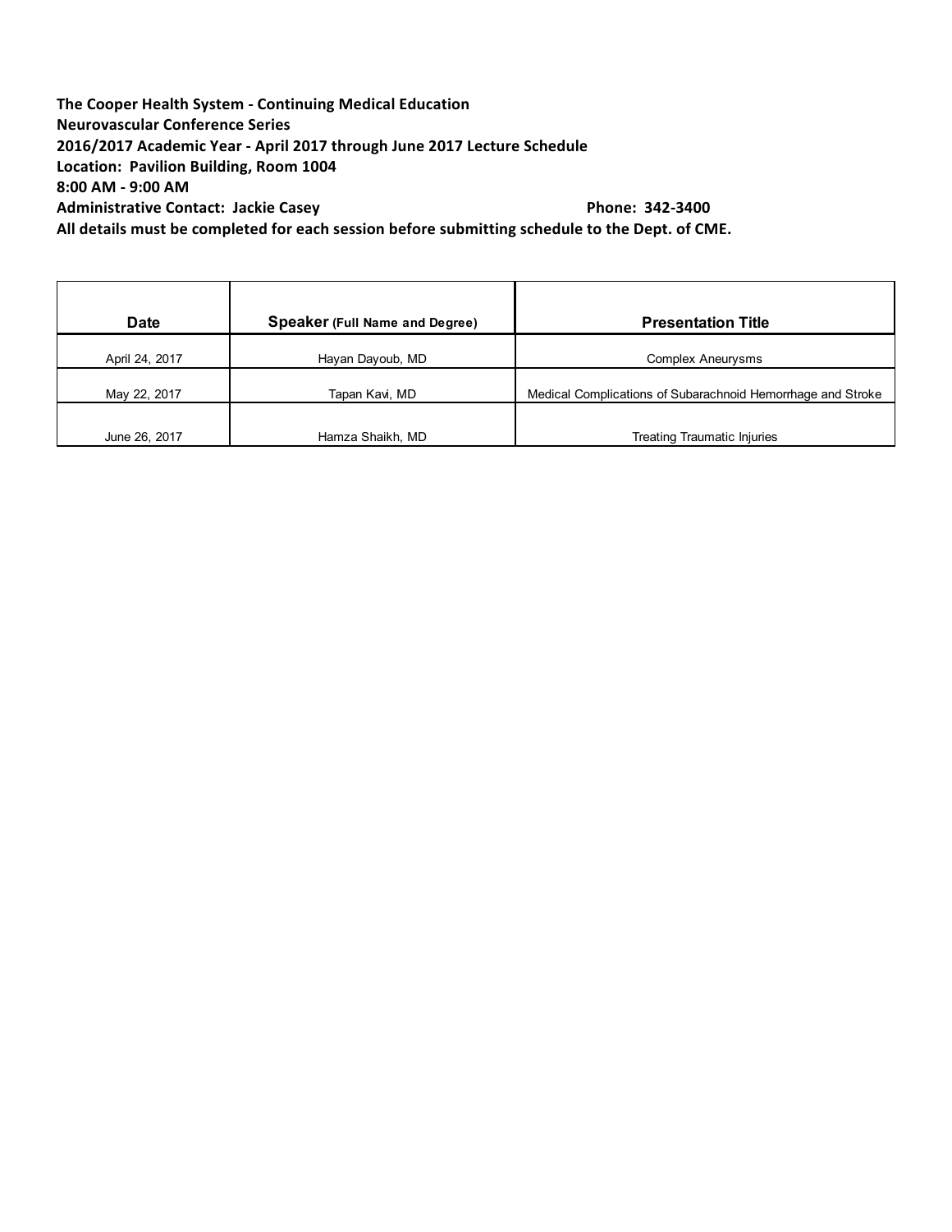**The Cooper Health System - Continuing Medical Education**
**Neurovascular Conference Series**
**2016/2017 Academic Year - April 2017 through June 2017 Lecture Schedule**
**Location: Pavilion Building, Room 1004**
**8:00 AM - 9:00 AM**
**Administrative Contact: Jackie Casey** **Phone: 342-3400**
**All details must be completed for each session before submitting schedule to the Dept. of CME.**

| Date | Speaker (Full Name and Degree) | Presentation Title |
|---|---|---|
| April 24, 2017 | Hayan Dayoub, MD | Complex Aneurysms |
| May 22, 2017 | Tapan Kavi, MD | Medical Complications of Subarachnoid Hemorrhage and Stroke |
| June 26, 2017 | Hamza Shaikh, MD | Treating Traumatic Injuries |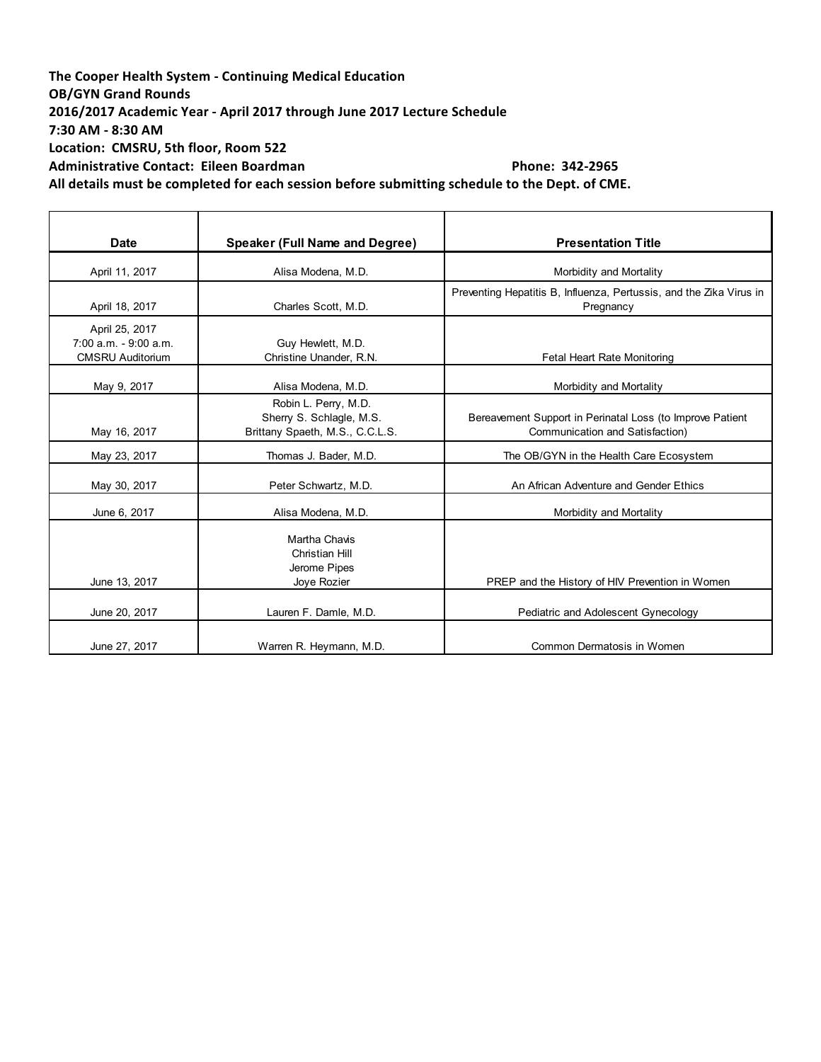**The Cooper Health System - Continuing Medical Education**
**OB/GYN Grand Rounds**
**2016/2017 Academic Year - April 2017 through June 2017 Lecture Schedule**
**7:30 AM - 8:30 AM**
**Location: CMSRU, 5th floor, Room 522**
**Administrative Contact: Eileen Boardman Phone: 342-2965**
**All details must be completed for each session before submitting schedule to the Dept. of CME.**

| Date | Speaker (Full Name and Degree) | Presentation Title |
|---|---|---|
| April 11, 2017 | Alisa Modena, M.D. | Morbidity and Mortality |
| April 18, 2017 | Charles Scott, M.D. | Preventing Hepatitis B, Influenza, Pertussis, and the Zika Virus in Pregnancy |
| April 25, 2017<br>7:00 a.m. - 9:00 a.m.<br>CMSRU Auditorium | Guy Hewlett, M.D.<br>Christine Unander, R.N. | Fetal Heart Rate Monitoring |
| May 9, 2017 | Alisa Modena, M.D. | Morbidity and Mortality |
| May 16, 2017 | Robin L. Perry, M.D.<br>Sherry S. Schlagle, M.S.<br>Brittany Spaeth, M.S., C.C.L.S. | Bereavement Support in Perinatal Loss (to Improve Patient Communication and Satisfaction) |
| May 23, 2017 | Thomas J. Bader, M.D. | The OB/GYN in the Health Care Ecosystem |
| May 30, 2017 | Peter Schwartz, M.D. | An African Adventure and Gender Ethics |
| June 6, 2017 | Alisa Modena, M.D. | Morbidity and Mortality |
| June 13, 2017 | Martha Chavis<br>Christian Hill<br>Jerome Pipes<br>Joye Rozier | PREP and the History of HIV Prevention in Women |
| June 20, 2017 | Lauren F. Damle, M.D. | Pediatric and Adolescent Gynecology |
| June 27, 2017 | Warren R. Heymann, M.D. | Common Dermatosis in Women |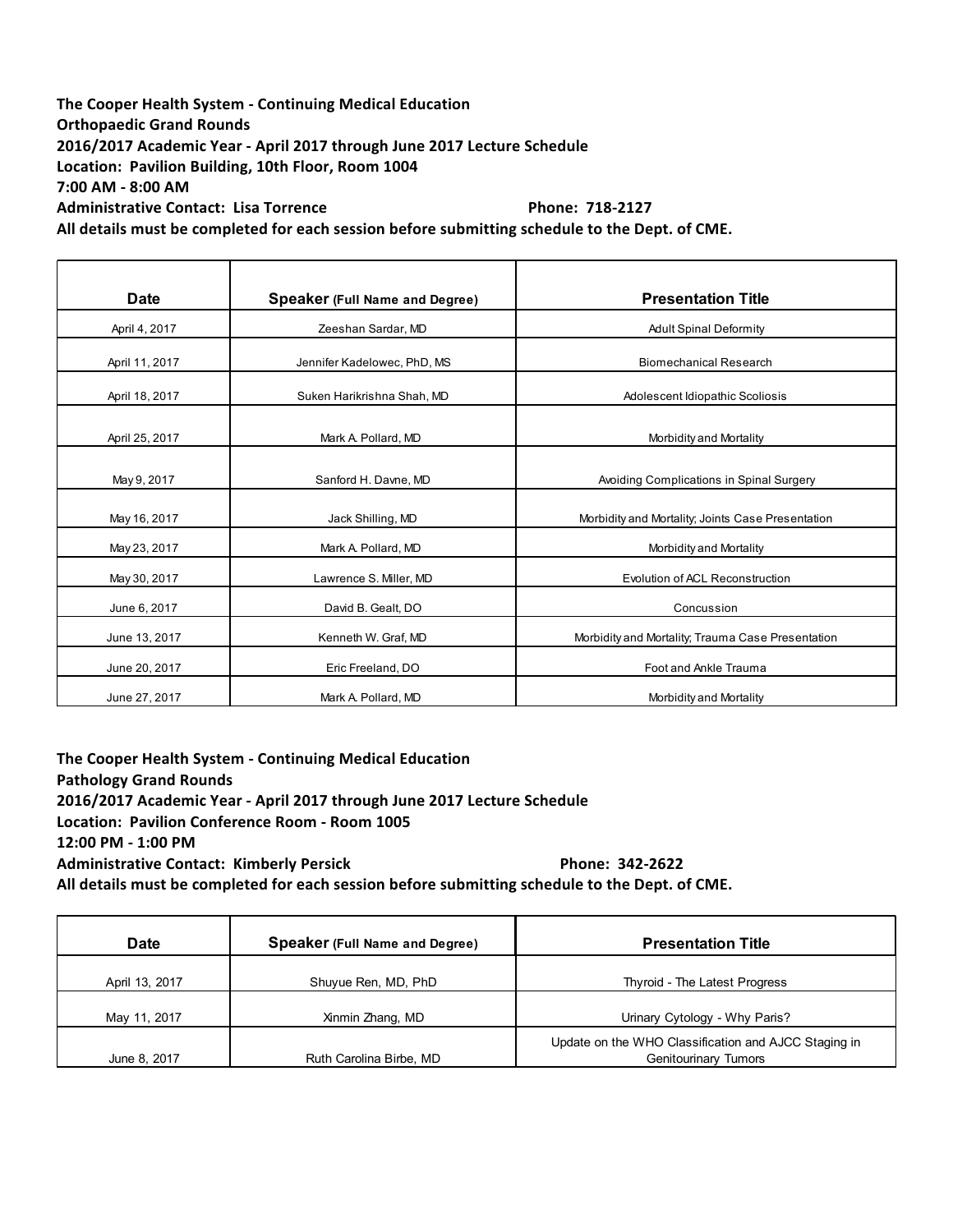**The Cooper Health System - Continuing Medical Education**
**Orthopaedic Grand Rounds**
**2016/2017 Academic Year - April 2017 through June 2017 Lecture Schedule**
**Location: Pavilion Building, 10th Floor, Room 1004**
**7:00 AM - 8:00 AM**
**Administrative Contact: Lisa Torrence** **Phone: 718-2127**
**All details must be completed for each session before submitting schedule to the Dept. of CME.**

| Date | Speaker (Full Name and Degree) | Presentation Title |
|---|---|---|
| April 4, 2017 | Zeeshan Sardar, MD | Adult Spinal Deformity |
| April 11, 2017 | Jennifer Kadelowec, PhD, MS | Biomechanical Research |
| April 18, 2017 | Suken Harikrishna Shah, MD | Adolescent Idiopathic Scoliosis |
| April 25, 2017 | Mark A. Pollard, MD | Morbidity and Mortality |
| May 9, 2017 | Sanford H. Davne, MD | Avoiding Complications in Spinal Surgery |
| May 16, 2017 | Jack Shilling, MD | Morbidity and Mortality; Joints Case Presentation |
| May 23, 2017 | Mark A. Pollard, MD | Morbidity and Mortality |
| May 30, 2017 | Lawrence S. Miller, MD | Evolution of ACL Reconstruction |
| June 6, 2017 | David B. Gealt, DO | Concussion |
| June 13, 2017 | Kenneth W. Graf, MD | Morbidity and Mortality; Trauma Case Presentation |
| June 20, 2017 | Eric Freeland, DO | Foot and Ankle Trauma |
| June 27, 2017 | Mark A. Pollard, MD | Morbidity and Mortality |

**The Cooper Health System - Continuing Medical Education**
**Pathology Grand Rounds**
**2016/2017 Academic Year - April 2017 through June 2017 Lecture Schedule**
**Location: Pavilion Conference Room - Room 1005**
**12:00 PM - 1:00 PM**
**Administrative Contact: Kimberly Persick** **Phone: 342-2622**
**All details must be completed for each session before submitting schedule to the Dept. of CME.**

| Date | Speaker (Full Name and Degree) | Presentation Title |
|---|---|---|
| April 13, 2017 | Shuyue Ren, MD, PhD | Thyroid - The Latest Progress |
| May 11, 2017 | Xinmin Zhang, MD | Urinary Cytology - Why Paris? |
| June 8, 2017 | Ruth Carolina Birbe, MD | Update on the WHO Classification and AJCC Staging in Genitourinary Tumors |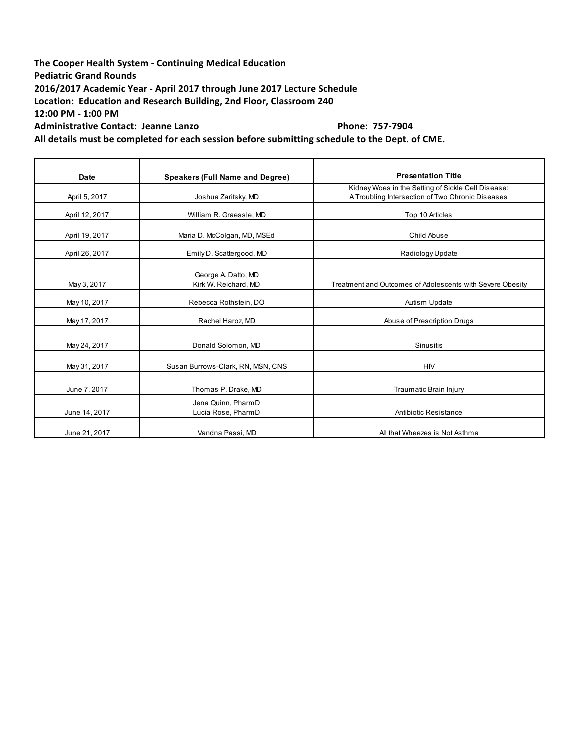**The Cooper Health System - Continuing Medical Education**
**Pediatric Grand Rounds**
**2016/2017 Academic Year - April 2017 through June 2017 Lecture Schedule**
**Location: Education and Research Building, 2nd Floor, Classroom 240**
**12:00 PM - 1:00 PM**
**Administrative Contact: Jeanne Lanzo** **Phone: 757-7904**
**All details must be completed for each session before submitting schedule to the Dept. of CME.**

| Date | Speakers (Full Name and Degree) | Presentation Title |
|---|---|---|
| April 5, 2017 | Joshua Zaritsky, MD | Kidney Woes in the Setting of Sickle Cell Disease: A Troubling Intersection of Two Chronic Diseases |
| April 12, 2017 | William R. Graessle, MD | Top 10 Articles |
| April 19, 2017 | Maria D. McColgan, MD, MSEd | Child Abuse |
| April 26, 2017 | Emily D. Scattergood, MD | Radiology Update |
| May 3, 2017 | George A. Datto, MD<br>Kirk W. Reichard, MD | Treatment and Outcomes of Adolescents with Severe Obesity |
| May 10, 2017 | Rebecca Rothstein, DO | Autism Update |
| May 17, 2017 | Rachel Haroz, MD | Abuse of Prescription Drugs |
| May 24, 2017 | Donald Solomon, MD | Sinusitis |
| May 31, 2017 | Susan Burrows-Clark, RN, MSN, CNS | HIV |
| June 7, 2017 | Thomas P. Drake, MD | Traumatic Brain Injury |
| June 14, 2017 | Jena Quinn, PharmD<br>Lucia Rose, PharmD | Antibiotic Resistance |
| June 21, 2017 | Vandna Passi, MD | All that Wheezes is Not Asthma |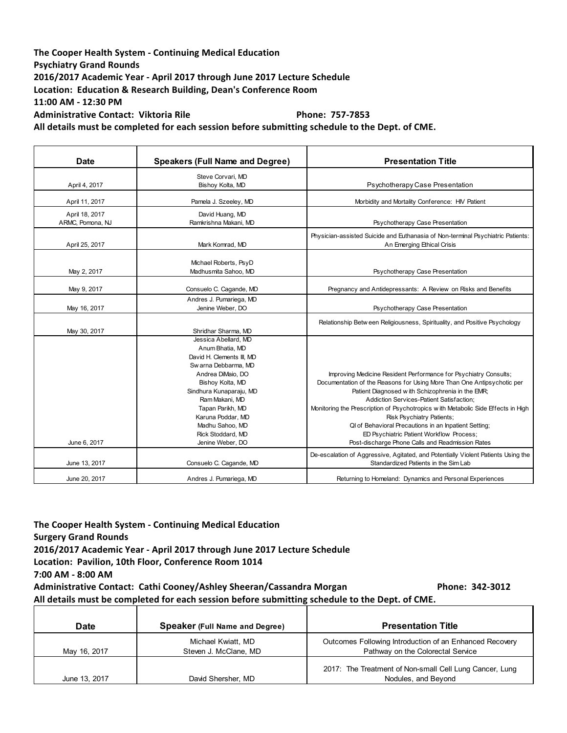**The Cooper Health System - Continuing Medical Education**
**Psychiatry Grand Rounds**
**2016/2017 Academic Year - April 2017 through June 2017 Lecture Schedule**
**Location: Education & Research Building, Dean's Conference Room**
**11:00 AM - 12:30 PM**
**Administrative Contact: Viktoria Rile Phone: 757-7853**
**All details must be completed for each session before submitting schedule to the Dept. of CME.**

| Date | Speakers (Full Name and Degree) | Presentation Title |
|---|---|---|
| April 4, 2017 | Steve Corvari, MD<br>Bishoy Kolta, MD | Psychotherapy Case Presentation |
| April 11, 2017 | Pamela J. Szeeley, MD | Morbidity and Mortality Conference: HIV Patient |
| April 18, 2017<br>ARMC, Pomona, NJ | David Huang, MD<br>Ramkrishna Makani, MD | Psychotherapy Case Presentation |
| April 25, 2017 | Mark Komrad, MD | Physician-assisted Suicide and Euthanasia of Non-terminal Psychiatric Patients: An Emerging Ethical Crisis |
| May 2, 2017 | Michael Roberts, PsyD<br>Madhusmita Sahoo, MD | Psychotherapy Case Presentation |
| May 9, 2017 | Consuelo C. Cagande, MD | Pregnancy and Antidepressants: A Review on Risks and Benefits |
| May 16, 2017 | Andres J. Pumariega, MD<br>Jenine Weber, DO | Psychotherapy Case Presentation |
| May 30, 2017 | Shridhar Sharma, MD | Relationship Between Religiousness, Spirituality, and Positive Psychology |
| June 6, 2017 | Jessica Abellard, MD<br>Anum Bhatia, MD<br>David H. Clements III, MD<br>Swarna Debbarma, MD<br>Andrea DiMaio, DO<br>Bishoy Kolta, MD<br>Sindhura Kunaparaju, MD<br>Ram Makani, MD<br>Tapan Parikh, MD<br>Karuna Poddar, MD<br>Madhu Sahoo, MD<br>Rick Stoddard, MD<br>Jenine Weber, DO | Improving Medicine Resident Performance for Psychiatry Consults;<br>Documentation of the Reasons for Using More Than One Antipsychotic per Patient Diagnosed with Schizophrenia in the EMR;<br>Addiction Services-Patient Satisfaction;<br>Monitoring the Prescription of Psychotropics with Metabolic Side Effects in High Risk Psychiatry Patients;<br>QI of Behavioral Precautions in an Inpatient Setting;<br>ED Psychiatric Patient Workflow Process;<br>Post-discharge Phone Calls and Readmission Rates |
| June 13, 2017 | Consuelo C. Cagande, MD | De-escalation of Aggressive, Agitated, and Potentially Violent Patients Using the Standardized Patients in the Sim Lab |
| June 20, 2017 | Andres J. Pumariega, MD | Returning to Homeland: Dynamics and Personal Experiences |

**The Cooper Health System - Continuing Medical Education**
**Surgery Grand Rounds**
**2016/2017 Academic Year - April 2017 through June 2017 Lecture Schedule**
**Location: Pavilion, 10th Floor, Conference Room 1014**
**7:00 AM - 8:00 AM**
**Administrative Contact: Cathi Cooney/Ashley Sheeran/Cassandra Morgan Phone: 342-3012**
**All details must be completed for each session before submitting schedule to the Dept. of CME.**

| Date | Speaker (Full Name and Degree) | Presentation Title |
|---|---|---|
| May 16, 2017 | Michael Kwiatt, MD<br>Steven J. McClane, MD | Outcomes Following Introduction of an Enhanced Recovery Pathway on the Colorectal Service |
| June 13, 2017 | David Shersher, MD | 2017: The Treatment of Non-small Cell Lung Cancer, Lung Nodules, and Beyond |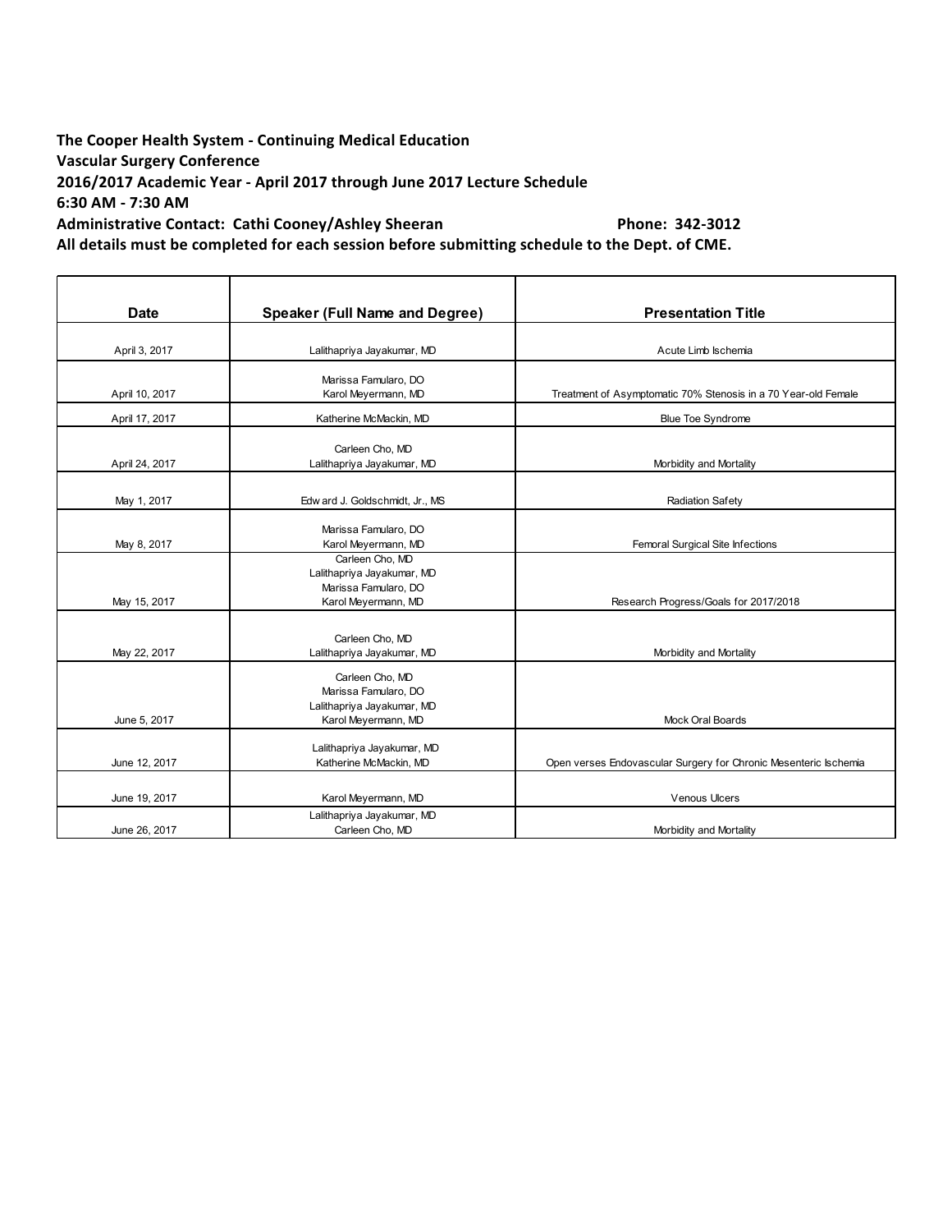**The Cooper Health System - Continuing Medical Education**
**Vascular Surgery Conference**
**2016/2017 Academic Year - April 2017 through June 2017 Lecture Schedule**
**6:30 AM - 7:30 AM**
**Administrative Contact: Cathi Cooney/Ashley Sheeran Phone: 342-3012**
**All details must be completed for each session before submitting schedule to the Dept. of CME.**

| Date | Speaker (Full Name and Degree) | Presentation Title |
|---|---|---|
| April 3, 2017 | Lalithapriya Jayakumar, MD | Acute Limb Ischemia |
| April 10, 2017 | Marissa Famularo, DO<br>Karol Meyermann, MD | Treatment of Asymptomatic 70% Stenosis in a 70 Year-old Female |
| April 17, 2017 | Katherine McMackin, MD | Blue Toe Syndrome |
| April 24, 2017 | Carleen Cho, MD<br>Lalithapriya Jayakumar, MD | Morbidity and Mortality |
| May 1, 2017 | Edward J. Goldschmidt, Jr., MS | Radiation Safety |
| May 8, 2017 | Marissa Famularo, DO<br>Karol Meyermann, MD | Femoral Surgical Site Infections |
| May 15, 2017 | Carleen Cho, MD<br>Lalithapriya Jayakumar, MD<br>Marissa Famularo, DO<br>Karol Meyermann, MD | Research Progress/Goals for 2017/2018 |
| May 22, 2017 | Carleen Cho, MD<br>Lalithapriya Jayakumar, MD | Morbidity and Mortality |
| June 5, 2017 | Carleen Cho, MD<br>Marissa Famularo, DO<br>Lalithapriya Jayakumar, MD<br>Karol Meyermann, MD | Mock Oral Boards |
| June 12, 2017 | Lalithapriya Jayakumar, MD<br>Katherine McMackin, MD | Open verses Endovascular Surgery for Chronic Mesenteric Ischemia |
| June 19, 2017 | Karol Meyermann, MD | Venous Ulcers |
| June 26, 2017 | Lalithapriya Jayakumar, MD<br>Carleen Cho, MD | Morbidity and Mortality |